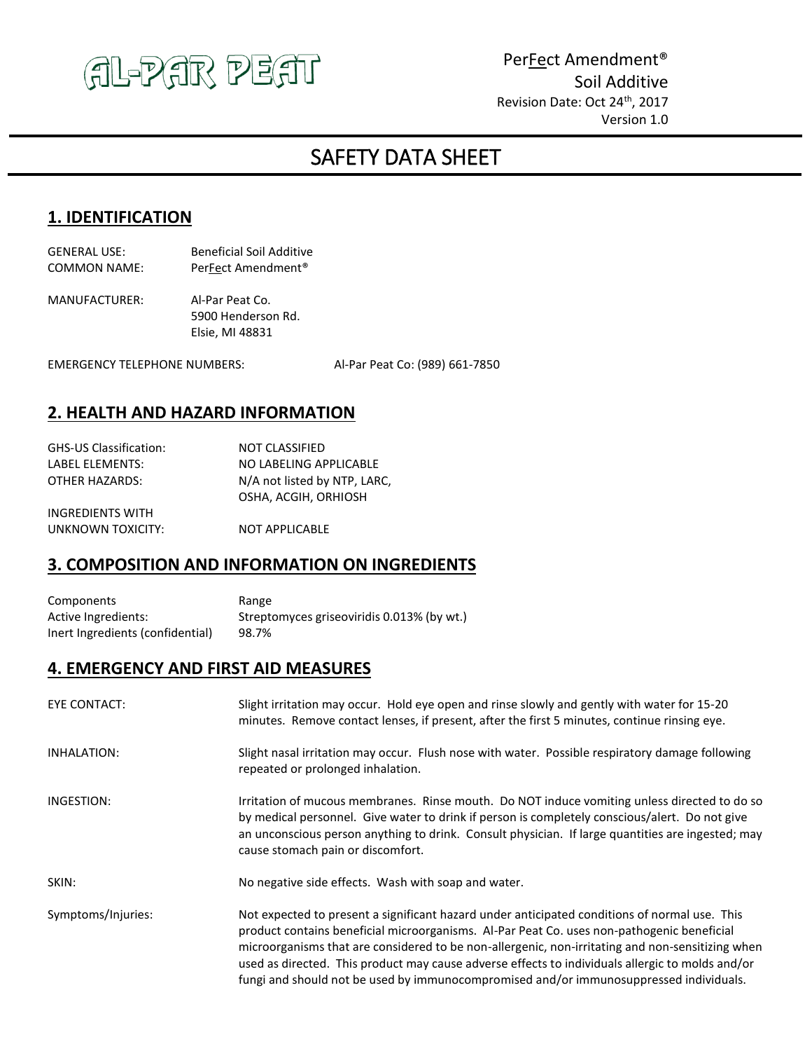AL-PAR PEAT

PerFect Amendment®
Soil Additive
Revision Date: Oct 24th, 2017
Version 1.0

# SAFETY DATA SHEET

## 1. IDENTIFICATION

GENERAL USE: Beneficial Soil Additive
COMMON NAME: PerFect Amendment®

MANUFACTURER: Al-Par Peat Co.
5900 Henderson Rd.
Elsie, MI 48831

EMERGENCY TELEPHONE NUMBERS: Al-Par Peat Co: (989) 661-7850

## 2. HEALTH AND HAZARD INFORMATION

GHS-US Classification: NOT CLASSIFIED
LABEL ELEMENTS: NO LABELING APPLICABLE
OTHER HAZARDS: N/A not listed by NTP, LARC, OSHA, ACGIH, ORHIOSH
INGREDIENTS WITH UNKNOWN TOXICITY: NOT APPLICABLE

## 3. COMPOSITION AND INFORMATION ON INGREDIENTS

| Components | Range |
| --- | --- |
| Active Ingredients: | Streptomyces griseoviridis 0.013% (by wt.) |
| Inert Ingredients (confidential) | 98.7% |

## 4. EMERGENCY AND FIRST AID MEASURES

EYE CONTACT: Slight irritation may occur. Hold eye open and rinse slowly and gently with water for 15-20 minutes. Remove contact lenses, if present, after the first 5 minutes, continue rinsing eye.

INHALATION: Slight nasal irritation may occur. Flush nose with water. Possible respiratory damage following repeated or prolonged inhalation.

INGESTION: Irritation of mucous membranes. Rinse mouth. Do NOT induce vomiting unless directed to do so by medical personnel. Give water to drink if person is completely conscious/alert. Do not give an unconscious person anything to drink. Consult physician. If large quantities are ingested; may cause stomach pain or discomfort.

SKIN: No negative side effects. Wash with soap and water.

Symptoms/Injuries: Not expected to present a significant hazard under anticipated conditions of normal use. This product contains beneficial microorganisms. Al-Par Peat Co. uses non-pathogenic beneficial microorganisms that are considered to be non-allergenic, non-irritating and non-sensitizing when used as directed. This product may cause adverse effects to individuals allergic to molds and/or fungi and should not be used by immunocompromised and/or immunosuppressed individuals.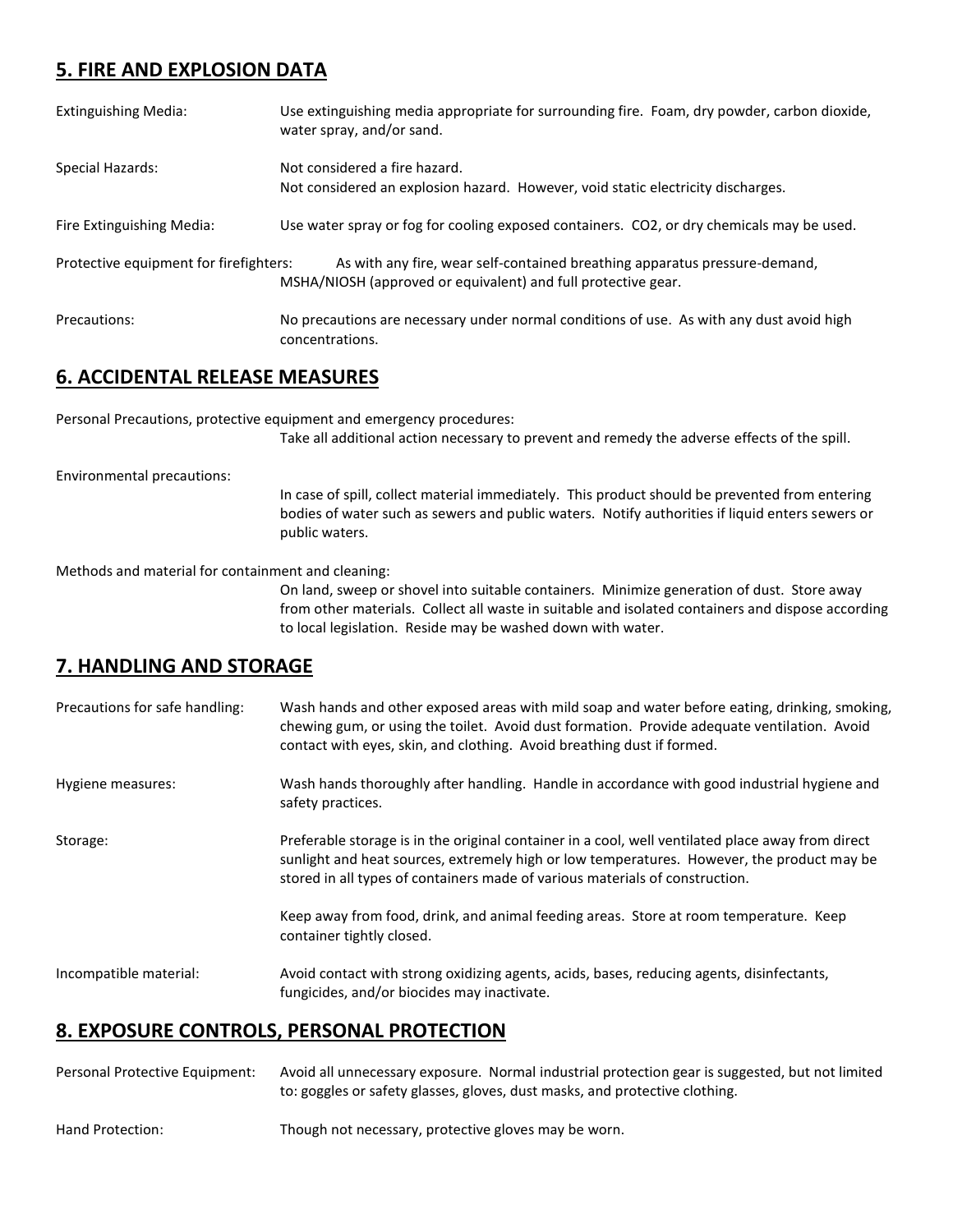## 5. FIRE AND EXPLOSION DATA

Extinguishing Media: Use extinguishing media appropriate for surrounding fire. Foam, dry powder, carbon dioxide, water spray, and/or sand.

Special Hazards: Not considered a fire hazard.
Not considered an explosion hazard. However, void static electricity discharges.

Fire Extinguishing Media: Use water spray or fog for cooling exposed containers. $CO_2$, or dry chemicals may be used.

Protective equipment for firefighters: As with any fire, wear self-contained breathing apparatus pressure-demand, MSHA/NIOSH (approved or equivalent) and full protective gear.

Precautions: No precautions are necessary under normal conditions of use. As with any dust avoid high concentrations.

## 6. ACCIDENTAL RELEASE MEASURES

Personal Precautions, protective equipment and emergency procedures:
Take all additional action necessary to prevent and remedy the adverse effects of the spill.

Environmental precautions:
In case of spill, collect material immediately. This product should be prevented from entering bodies of water such as sewers and public waters. Notify authorities if liquid enters sewers or public waters.

Methods and material for containment and cleaning:
On land, sweep or shovel into suitable containers. Minimize generation of dust. Store away from other materials. Collect all waste in suitable and isolated containers and dispose according to local legislation. Reside may be washed down with water.

## 7. HANDLING AND STORAGE

Precautions for safe handling: Wash hands and other exposed areas with mild soap and water before eating, drinking, smoking, chewing gum, or using the toilet. Avoid dust formation. Provide adequate ventilation. Avoid contact with eyes, skin, and clothing. Avoid breathing dust if formed.

Hygiene measures: Wash hands thoroughly after handling. Handle in accordance with good industrial hygiene and safety practices.

Storage: Preferable storage is in the original container in a cool, well ventilated place away from direct sunlight and heat sources, extremely high or low temperatures. However, the product may be stored in all types of containers made of various materials of construction.

Keep away from food, drink, and animal feeding areas. Store at room temperature. Keep container tightly closed.

Incompatible material: Avoid contact with strong oxidizing agents, acids, bases, reducing agents, disinfectants, fungicides, and/or biocides may inactivate.

## 8. EXPOSURE CONTROLS, PERSONAL PROTECTION

Personal Protective Equipment: Avoid all unnecessary exposure. Normal industrial protection gear is suggested, but not limited to: goggles or safety glasses, gloves, dust masks, and protective clothing.

Hand Protection: Though not necessary, protective gloves may be worn.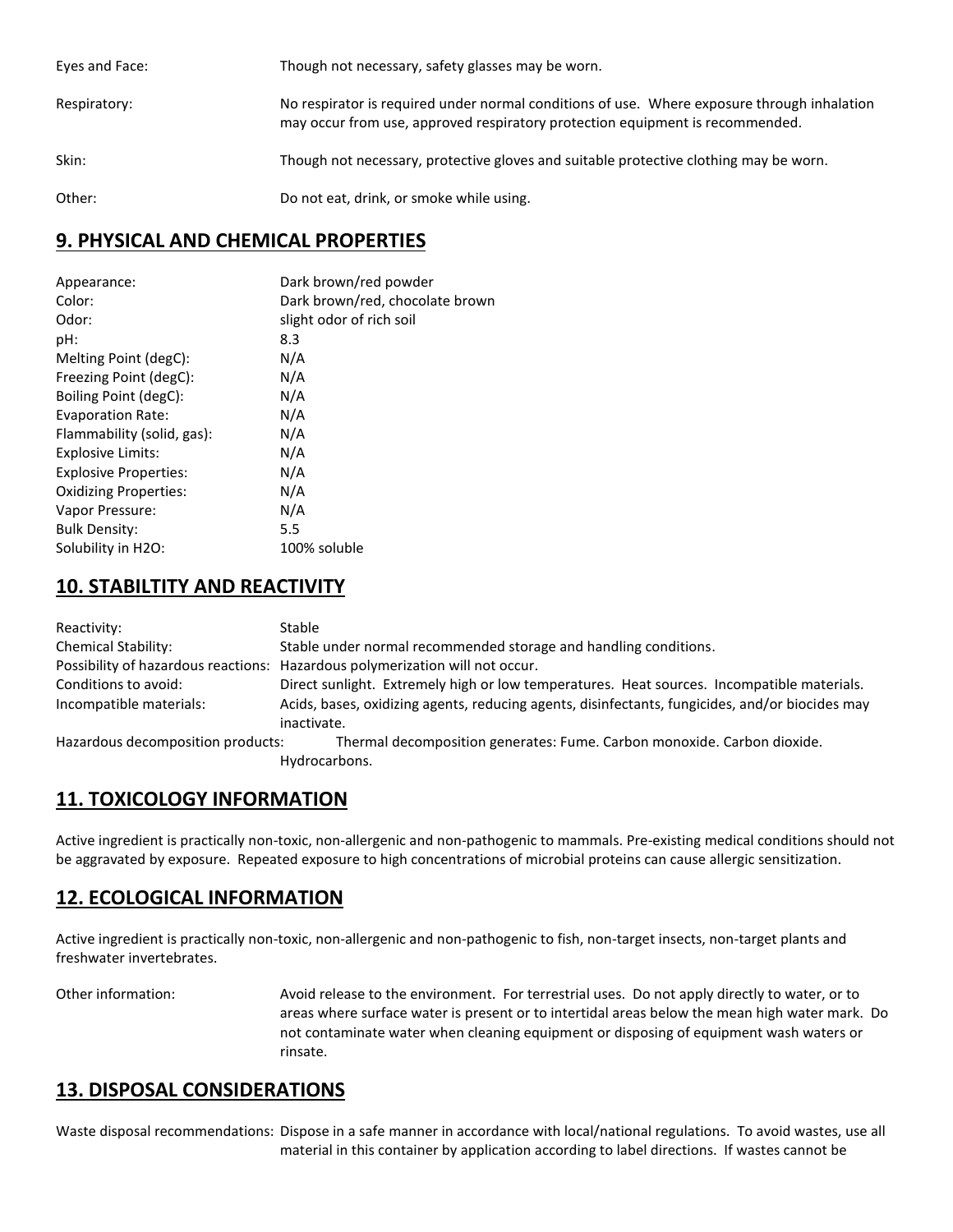| | |
|---|---|
| Eyes and Face: | Though not necessary, safety glasses may be worn. |
| Respiratory: | No respirator is required under normal conditions of use. Where exposure through inhalation may occur from use, approved respiratory protection equipment is recommended. |
| Skin: | Though not necessary, protective gloves and suitable protective clothing may be worn. |
| Other: | Do not eat, drink, or smoke while using. |

## 9. PHYSICAL AND CHEMICAL PROPERTIES

| | |
|---|---|
| Appearance: | Dark brown/red powder |
| Color: | Dark brown/red, chocolate brown |
| Odor: | slight odor of rich soil |
| pH: | 8.3 |
| Melting Point (degC): | N/A |
| Freezing Point (degC): | N/A |
| Boiling Point (degC): | N/A |
| Evaporation Rate: | N/A |
| Flammability (solid, gas): | N/A |
| Explosive Limits: | N/A |
| Explosive Properties: | N/A |
| Oxidizing Properties: | N/A |
| Vapor Pressure: | N/A |
| Bulk Density: | 5.5 |
| Solubility in $H_2O$: | 100% soluble |

## 10. STABILTITY AND REACTIVITY

| | |
|---|---|
| Reactivity: | Stable |
| Chemical Stability: | Stable under normal recommended storage and handling conditions. |
| Possibility of hazardous reactions: | Hazardous polymerization will not occur. |
| Conditions to avoid: | Direct sunlight. Extremely high or low temperatures. Heat sources. Incompatible materials. |
| Incompatible materials: | Acids, bases, oxidizing agents, reducing agents, disinfectants, fungicides, and/or biocides may inactivate. |
| Hazardous decomposition products: | Thermal decomposition generates: Fume. Carbon monoxide. Carbon dioxide. Hydrocarbons. |

## 11. TOXICOLOGY INFORMATION

Active ingredient is practically non-toxic, non-allergenic and non-pathogenic to mammals. Pre-existing medical conditions should not be aggravated by exposure. Repeated exposure to high concentrations of microbial proteins can cause allergic sensitization.

## 12. ECOLOGICAL INFORMATION

Active ingredient is practically non-toxic, non-allergenic and non-pathogenic to fish, non-target insects, non-target plants and freshwater invertebrates.

| | |
|---|---|
| Other information: | Avoid release to the environment. For terrestrial uses. Do not apply directly to water, or to areas where surface water is present or to intertidal areas below the mean high water mark. Do not contaminate water when cleaning equipment or disposing of equipment wash waters or rinsate. |

## 13. DISPOSAL CONSIDERATIONS

| | |
|---|---|
| Waste disposal recommendations: | Dispose in a safe manner in accordance with local/national regulations. To avoid wastes, use all material in this container by application according to label directions. If wastes cannot be |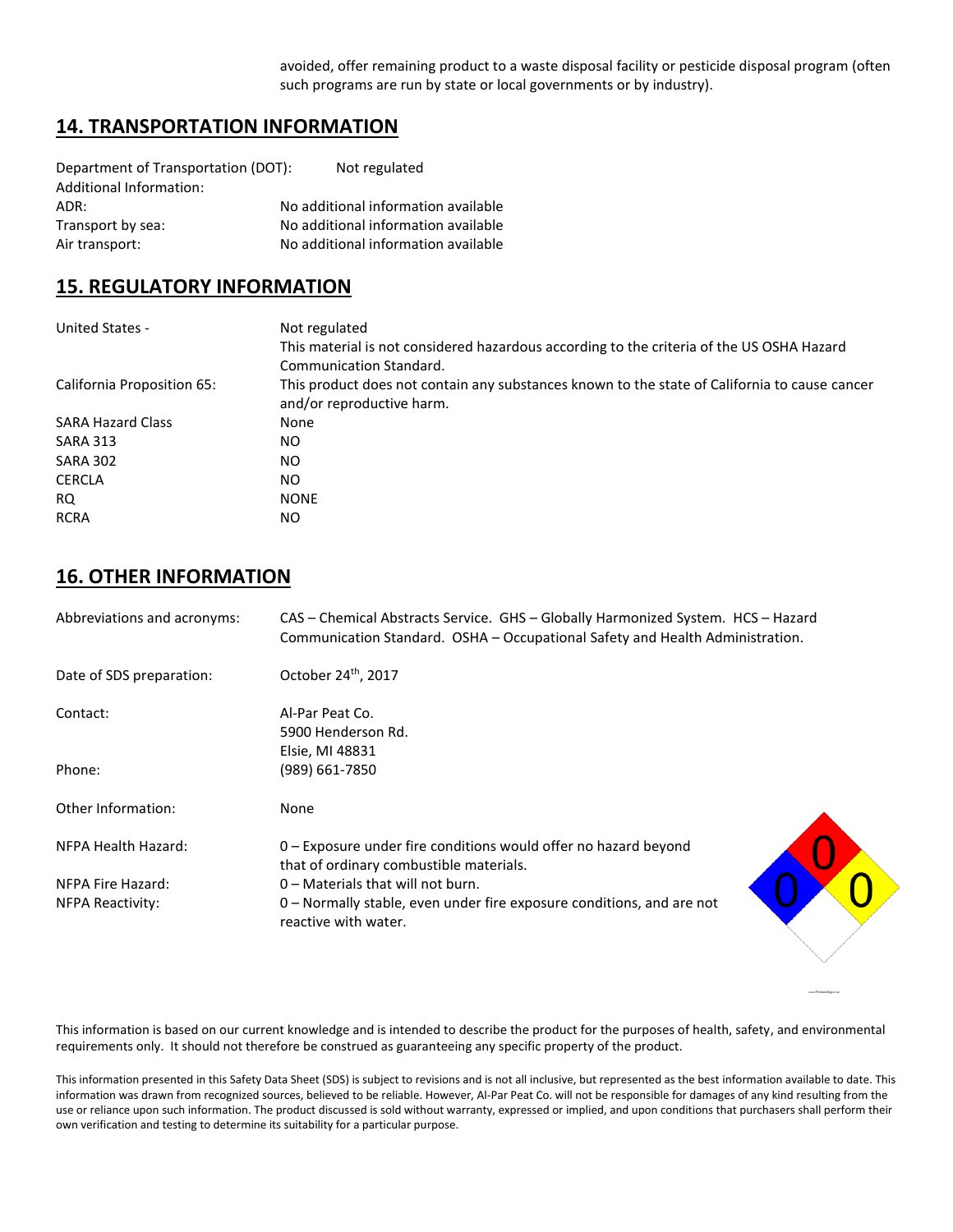avoided, offer remaining product to a waste disposal facility or pesticide disposal program (often such programs are run by state or local governments or by industry).

## 14. TRANSPORTATION INFORMATION

| | |
|---|---|
| Department of Transportation (DOT): | Not regulated |
| Additional Information: | |
| ADR: | No additional information available |
| Transport by sea: | No additional information available |
| Air transport: | No additional information available |

## 15. REGULATORY INFORMATION

| | |
|---|---|
| United States - | Not regulated<br>This material is not considered hazardous according to the criteria of the US OSHA Hazard Communication Standard. |
| California Proposition 65: | This product does not contain any substances known to the state of California to cause cancer and/or reproductive harm. |
| SARA Hazard Class | None |
| SARA 313 | NO |
| SARA 302 | NO |
| CERCLA | NO |
| RQ | NONE |
| RCRA | NO |

## 16. OTHER INFORMATION

| | |
|---|---|
| Abbreviations and acronyms: | CAS – Chemical Abstracts Service. GHS – Globally Harmonized System. HCS – Hazard Communication Standard. OSHA – Occupational Safety and Health Administration. |
| Date of SDS preparation: | October 24th, 2017 |
| Contact: | Al-Par Peat Co.<br>5900 Henderson Rd.<br>Elsie, MI 48831 |
| Phone: | (989) 661-7850 |
| Other Information: | None |
| NFPA Health Hazard: | 0 – Exposure under fire conditions would offer no hazard beyond that of ordinary combustible materials. |
| NFPA Fire Hazard: | 0 – Materials that will not burn. |
| NFPA Reactivity: | 0 – Normally stable, even under fire exposure conditions, and are not reactive with water. |

0
0
0

This information is based on our current knowledge and is intended to describe the product for the purposes of health, safety, and environmental requirements only. It should not therefore be construed as guaranteeing any specific property of the product.

This information presented in this Safety Data Sheet (SDS) is subject to revisions and is not all inclusive, but represented as the best information available to date. This information was drawn from recognized sources, believed to be reliable. However, Al-Par Peat Co. will not be responsible for damages of any kind resulting from the use or reliance upon such information. The product discussed is sold without warranty, expressed or implied, and upon conditions that purchasers shall perform their own verification and testing to determine its suitability for a particular purpose.